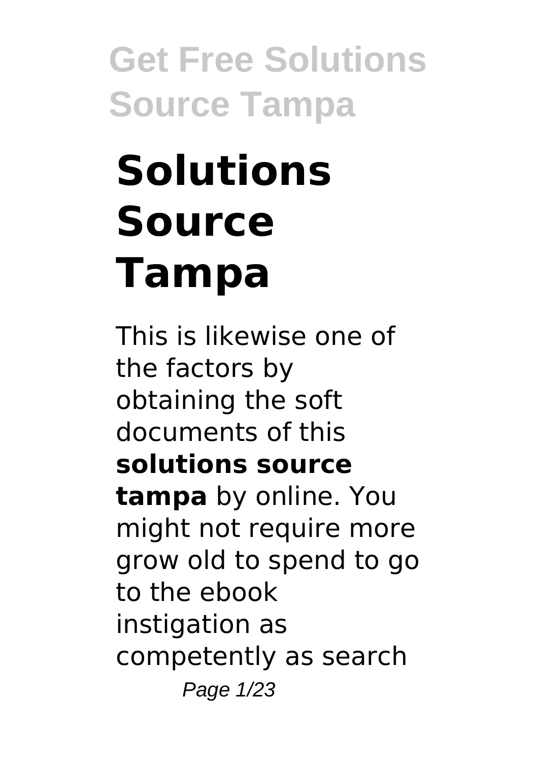# Solutions Source Tampa

This is likewise one of the factors by obtaining the soft documents of this **solutions source tampa** by online. You might not require more grow old to spend to go to the ebook instigation as competently as search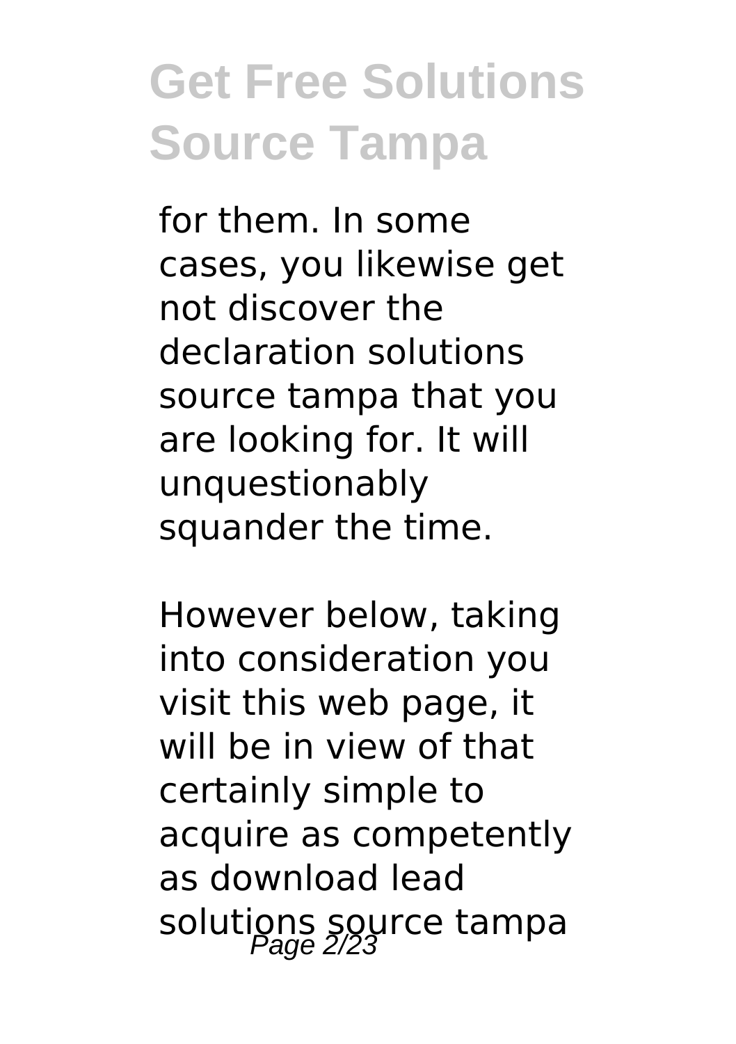for them. In some cases, you likewise get not discover the declaration solutions source tampa that you are looking for. It will unquestionably squander the time.

However below, taking into consideration you visit this web page, it will be in view of that certainly simple to acquire as competently as download lead solutions source tampa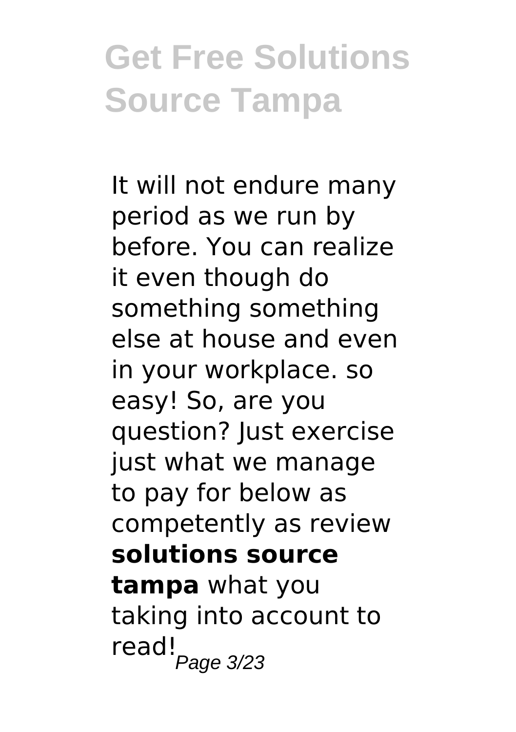It will not endure many period as we run by before. You can realize it even though do something something else at house and even in your workplace. so easy! So, are you question? Just exercise just what we manage to pay for below as competently as review **solutions source tampa** what you taking into account to read!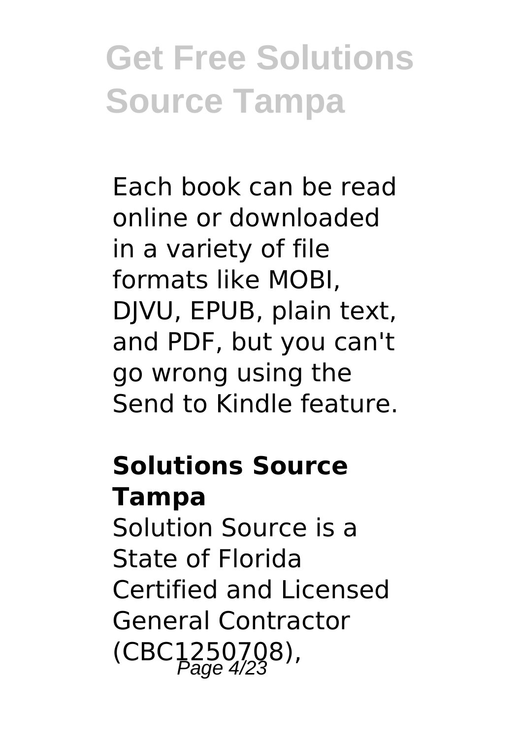Each book can be read online or downloaded in a variety of file formats like MOBI, DJVU, EPUB, plain text, and PDF, but you can't go wrong using the Send to Kindle feature.

### Solutions Source Tampa

Solution Source is a State of Florida Certified and Licensed General Contractor (CBC1250708),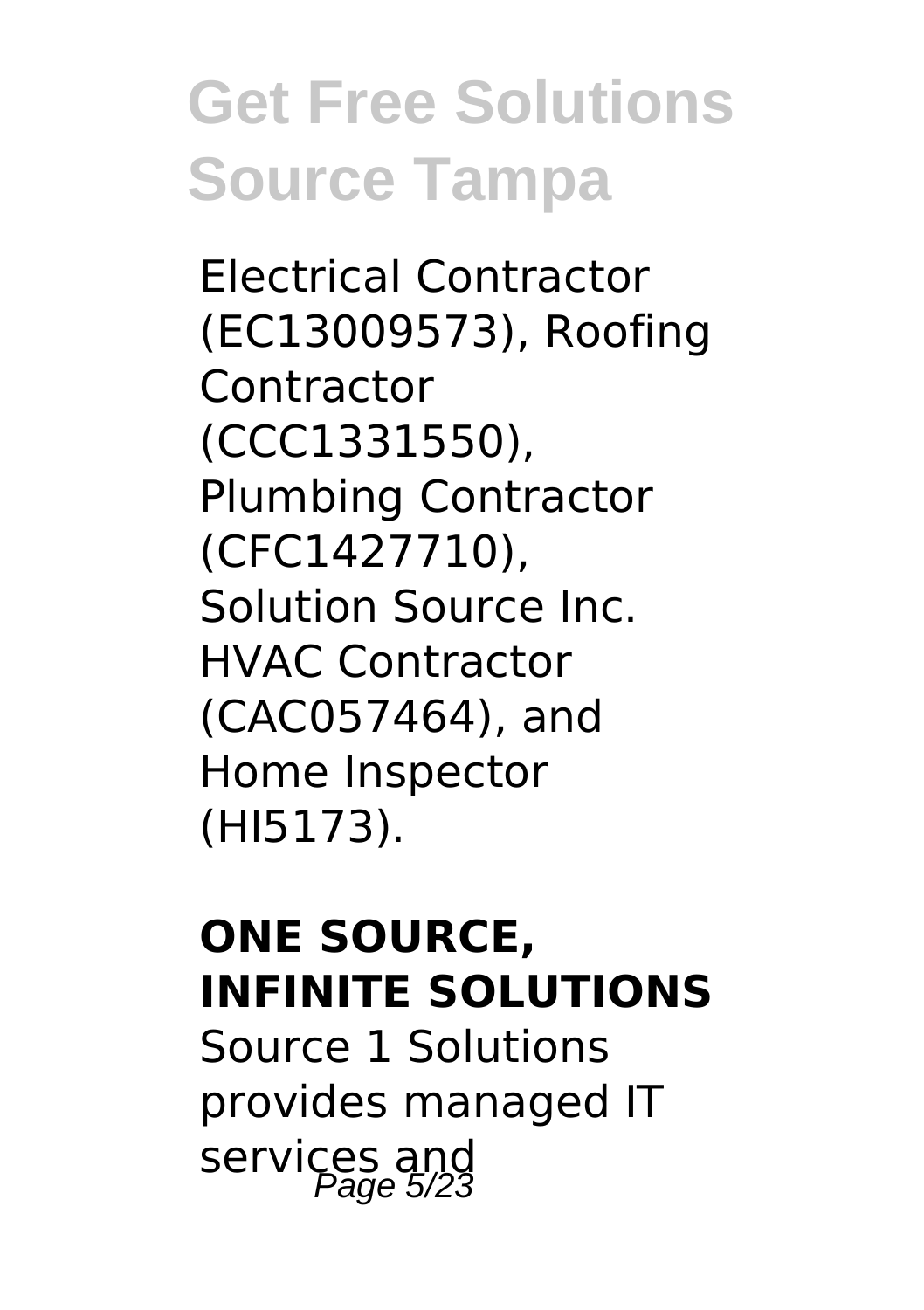Electrical Contractor (EC13009573), Roofing Contractor (CCC1331550), Plumbing Contractor (CFC1427710), Solution Source Inc. HVAC Contractor (CAC057464), and Home Inspector (HI5173).

**ONE SOURCE, INFINITE SOLUTIONS**

Source 1 Solutions provides managed IT services and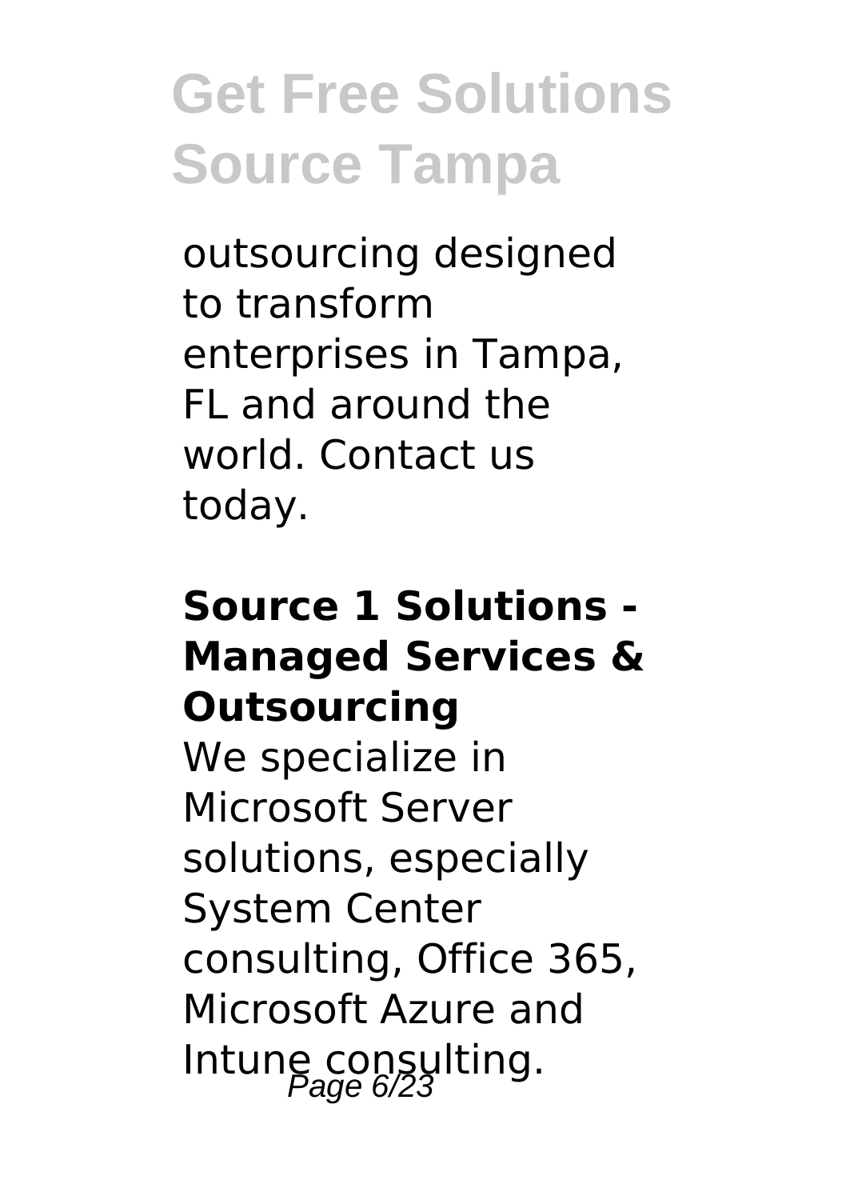outsourcing designed to transform enterprises in Tampa, FL and around the world. Contact us today.

### Source 1 Solutions - Managed Services & Outsourcing

We specialize in Microsoft Server solutions, especially System Center consulting, Office 365, Microsoft Azure and Intune consulting.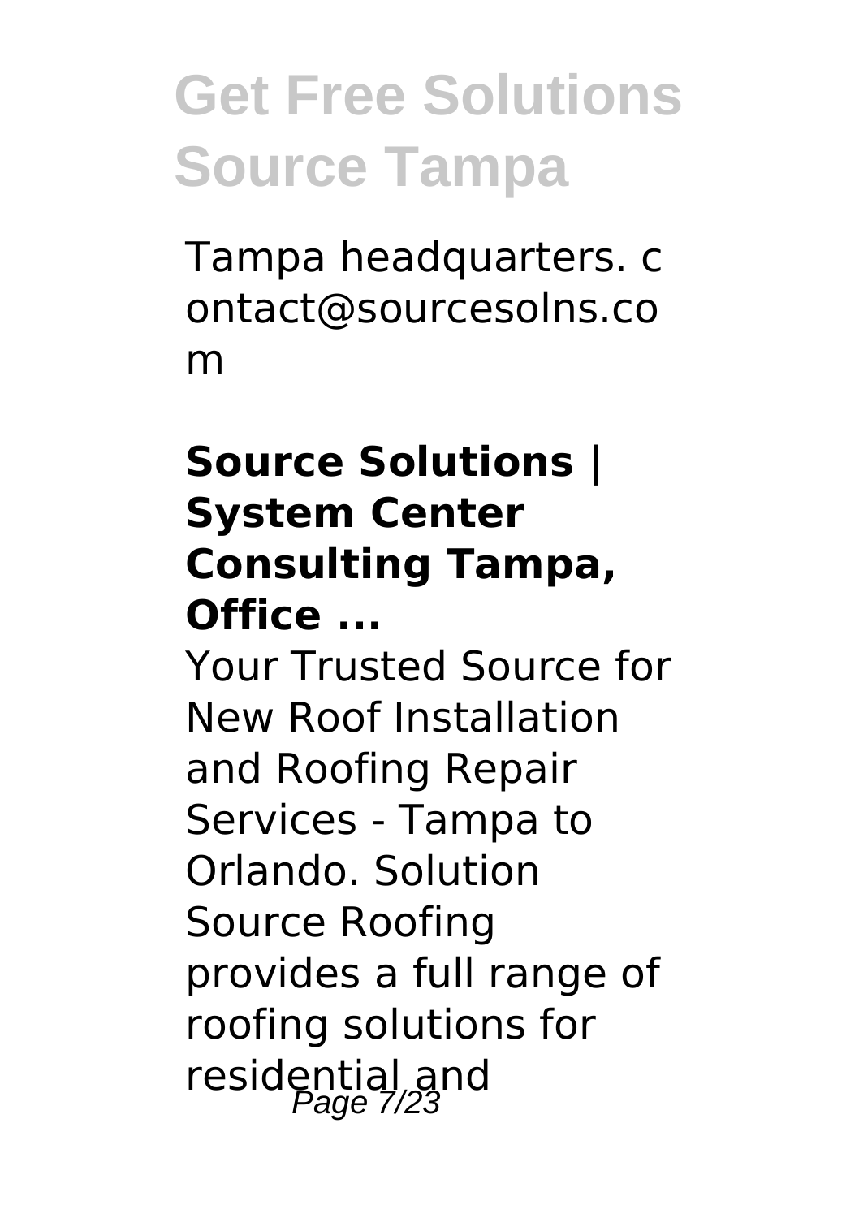Tampa headquarters. contact@sourcesolns.com

### Source Solutions | System Center Consulting Tampa, Office ...

Your Trusted Source for New Roof Installation and Roofing Repair Services - Tampa to Orlando. Solution Source Roofing provides a full range of roofing solutions for residential and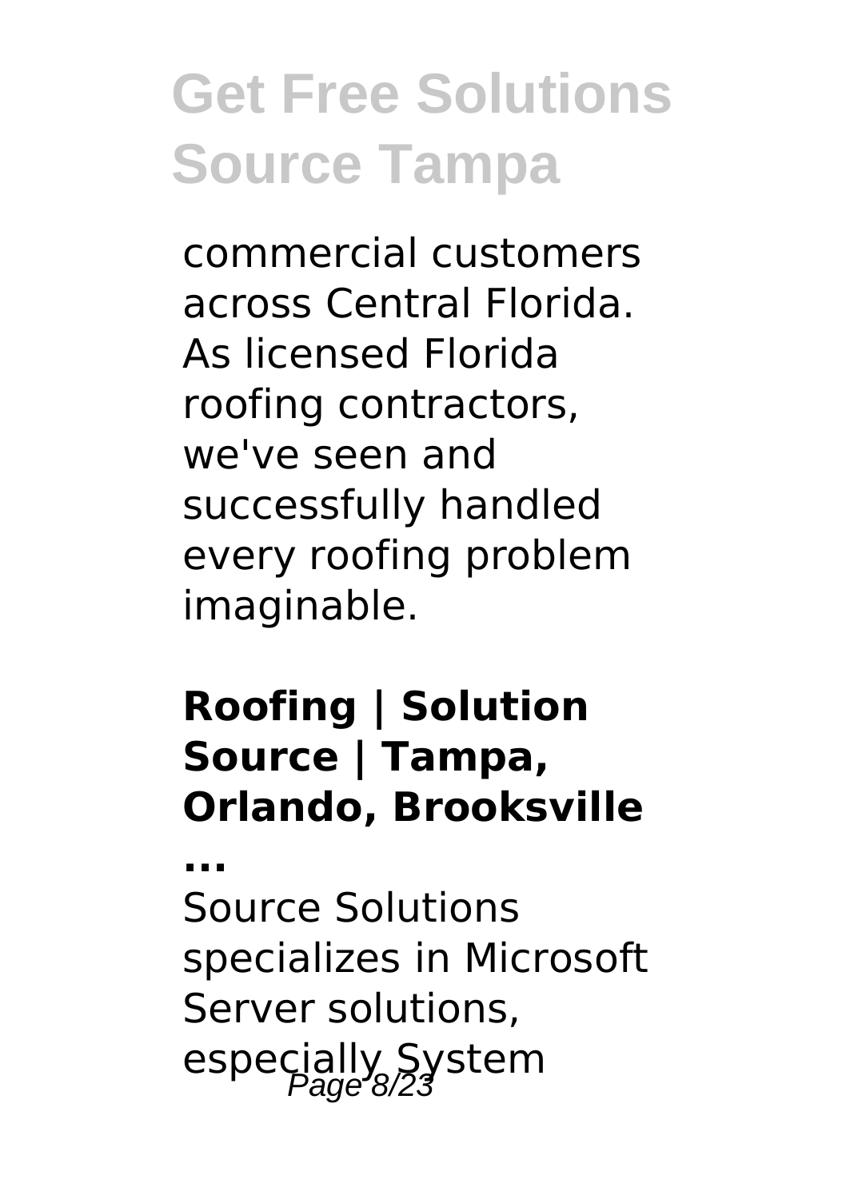commercial customers across Central Florida. As licensed Florida roofing contractors, we've seen and successfully handled every roofing problem imaginable.

**Roofing | Solution Source | Tampa, Orlando, Brooksville ...**

Source Solutions specializes in Microsoft Server solutions, especially System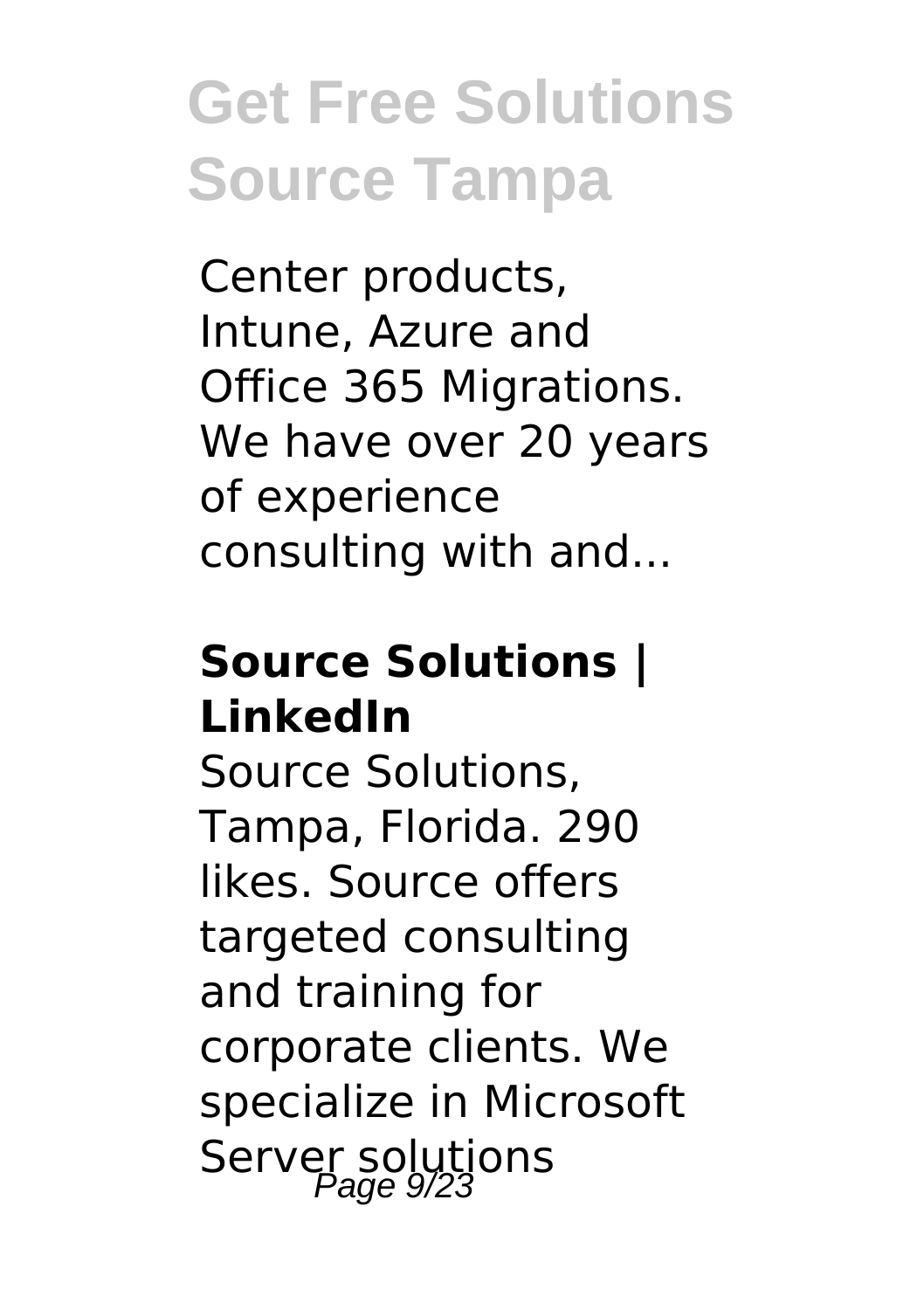Center products, Intune, Azure and Office 365 Migrations. We have over 20 years of experience consulting with and...

### Source Solutions | LinkedIn

Source Solutions, Tampa, Florida. 290 likes. Source offers targeted consulting and training for corporate clients. We specialize in Microsoft Server solutions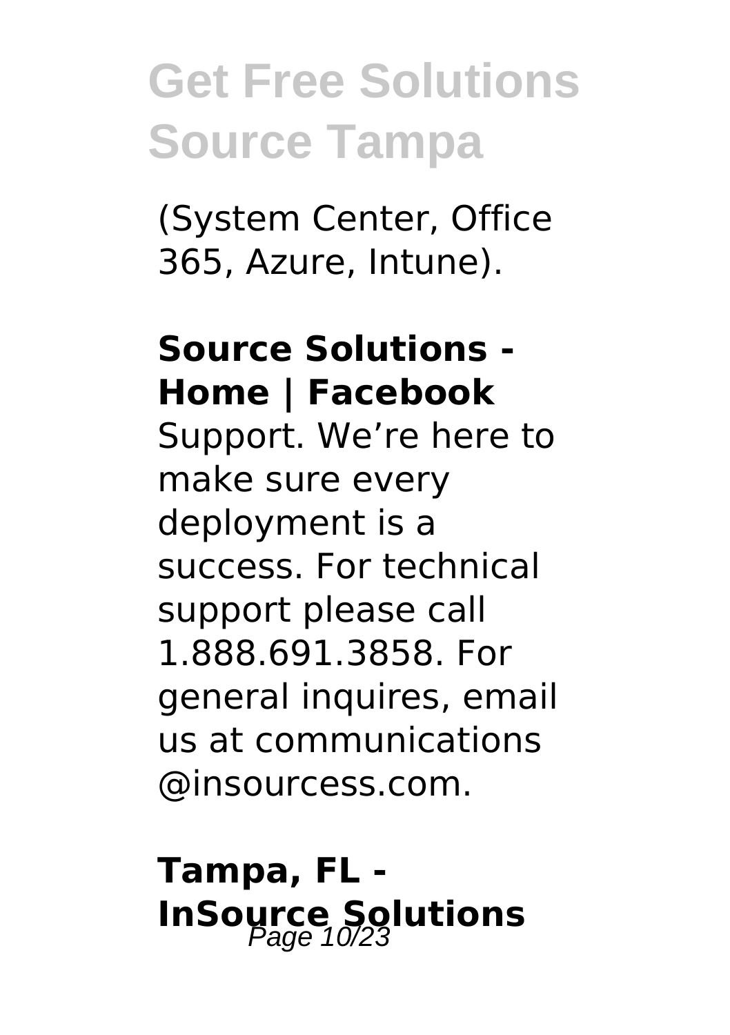(System Center, Office 365, Azure, Intune).

**Source Solutions - Home | Facebook**

Support. We’re here to make sure every deployment is a success. For technical support please call 1.888.691.3858. For general inquires, email us at communications @insourcess.com.

**Tampa, FL - InSource Solutions**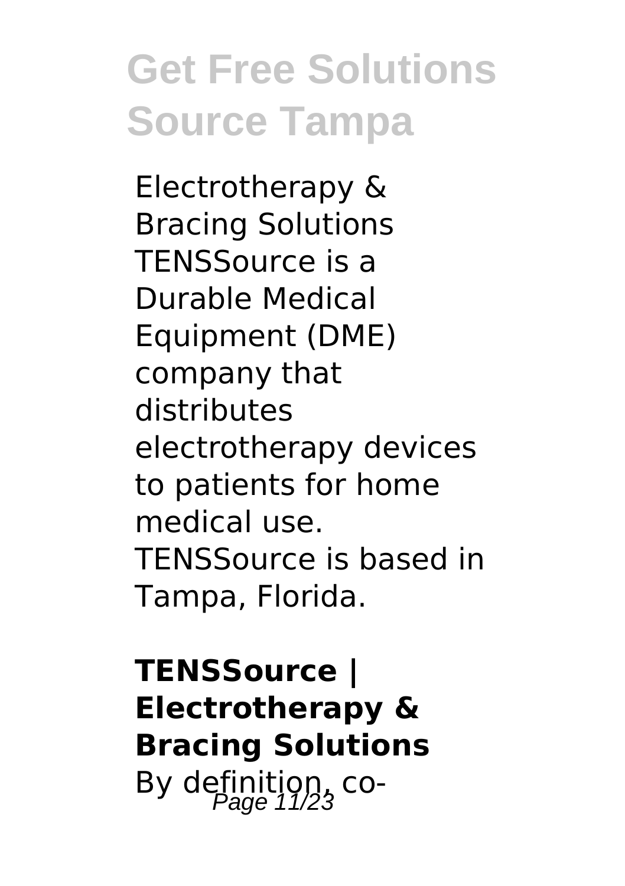Electrotherapy & Bracing Solutions TENSSource is a Durable Medical Equipment (DME) company that distributes electrotherapy devices to patients for home medical use. TENSSource is based in Tampa, Florida.

**TENSSource | Electrotherapy & Bracing Solutions**

By definition, co-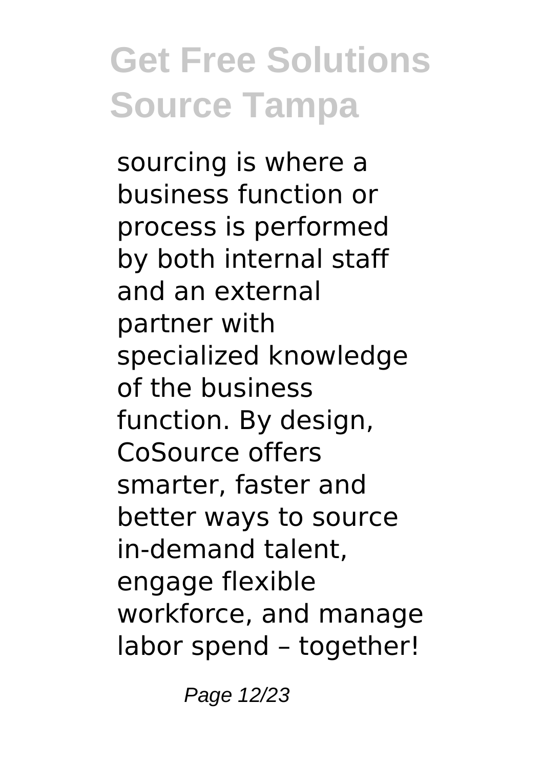sourcing is where a business function or process is performed by both internal staff and an external partner with specialized knowledge of the business function. By design, CoSource offers smarter, faster and better ways to source in-demand talent, engage flexible workforce, and manage labor spend – together!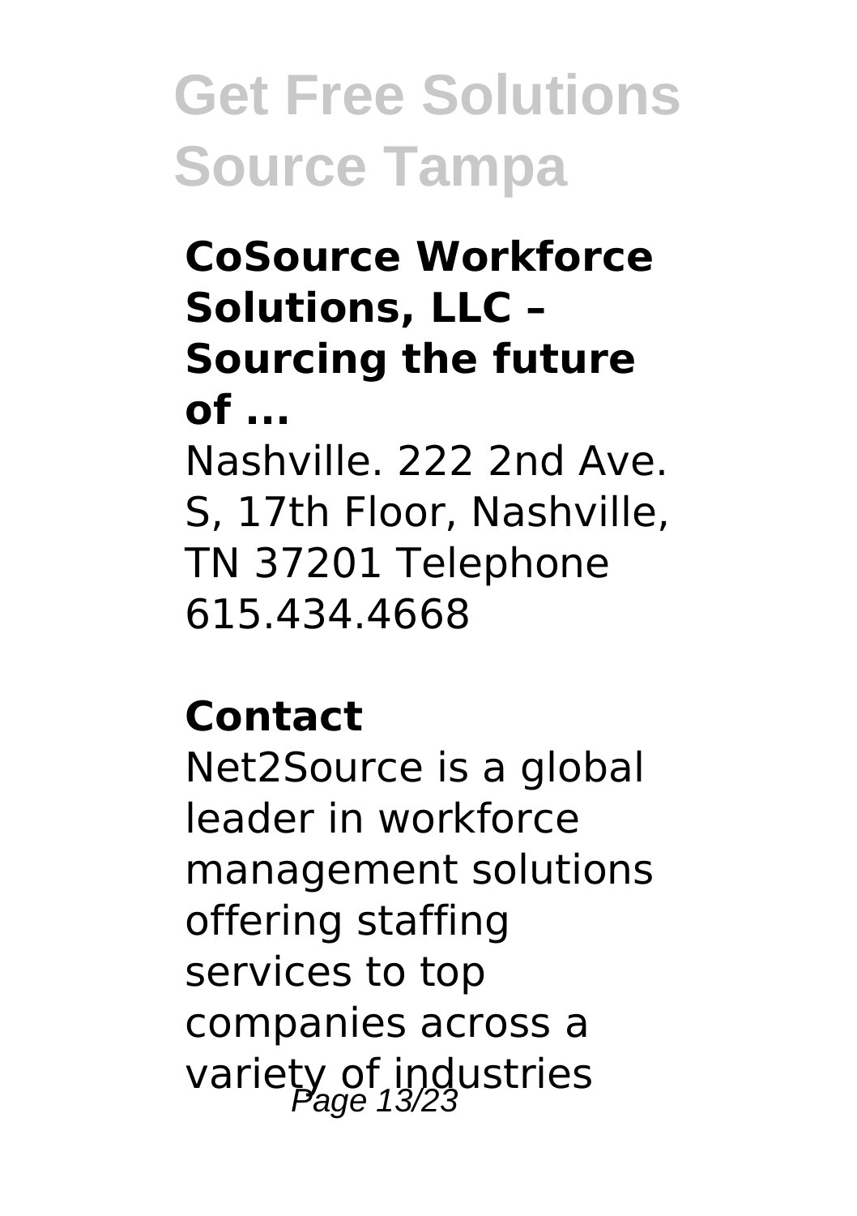### CoSource Workforce Solutions, LLC – Sourcing the future of ...

Nashville. 222 2nd Ave. S, 17th Floor, Nashville, TN 37201 Telephone 615.434.4668

### Contact

Net2Source is a global leader in workforce management solutions offering staffing services to top companies across a variety of industries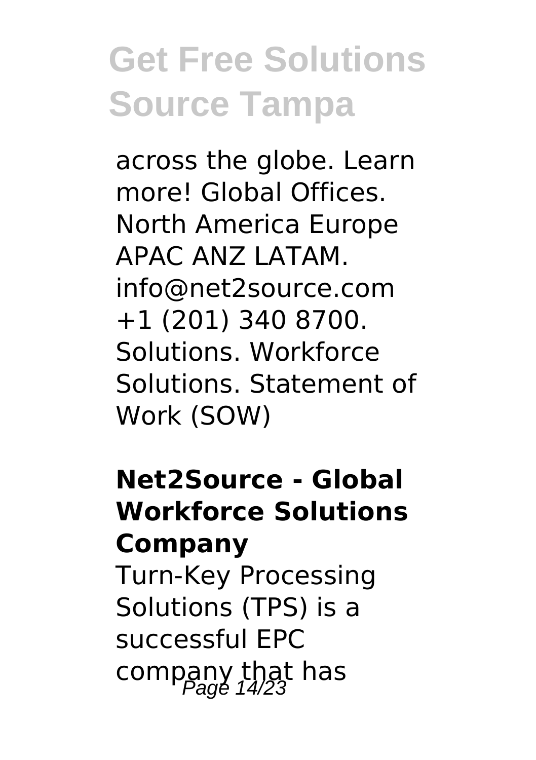across the globe. Learn more! Global Offices. North America Europe APAC ANZ LATAM. info@net2source.com +1 (201) 340 8700. Solutions. Workforce Solutions. Statement of Work (SOW)

**Net2Source - Global Workforce Solutions Company**

Turn-Key Processing Solutions (TPS) is a successful EPC company that has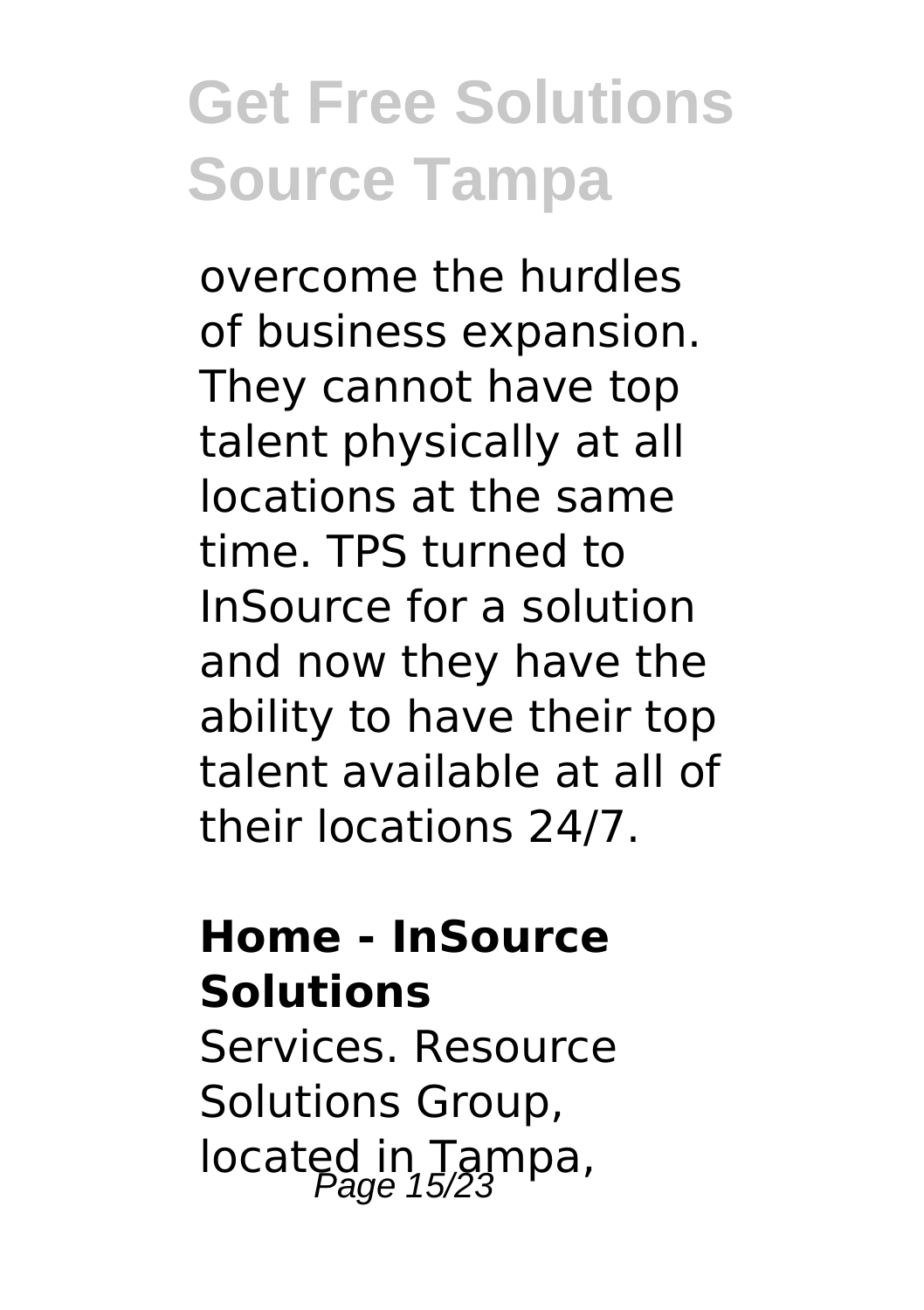overcome the hurdles of business expansion. They cannot have top talent physically at all locations at the same time. TPS turned to InSource for a solution and now they have the ability to have their top talent available at all of their locations 24/7.

**Home - InSource Solutions**

Services. Resource Solutions Group, located in Tampa,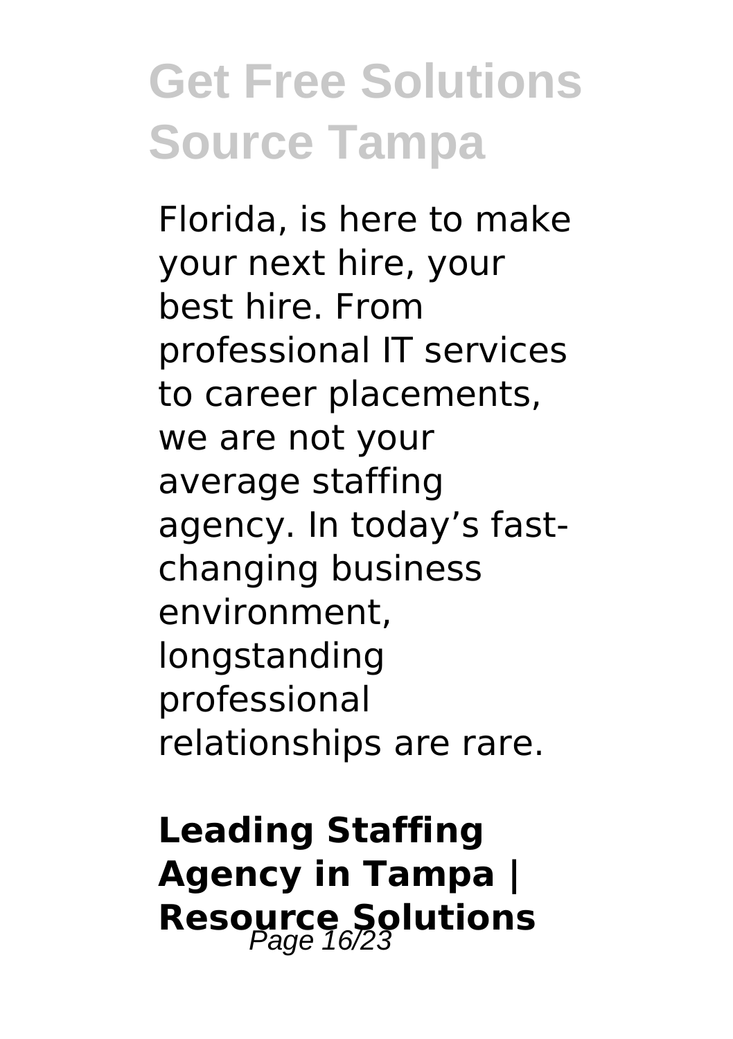Florida, is here to make your next hire, your best hire. From professional IT services to career placements, we are not your average staffing agency. In today's fast-changing business environment, longstanding professional relationships are rare.

## Leading Staffing Agency in Tampa | Resource Solutions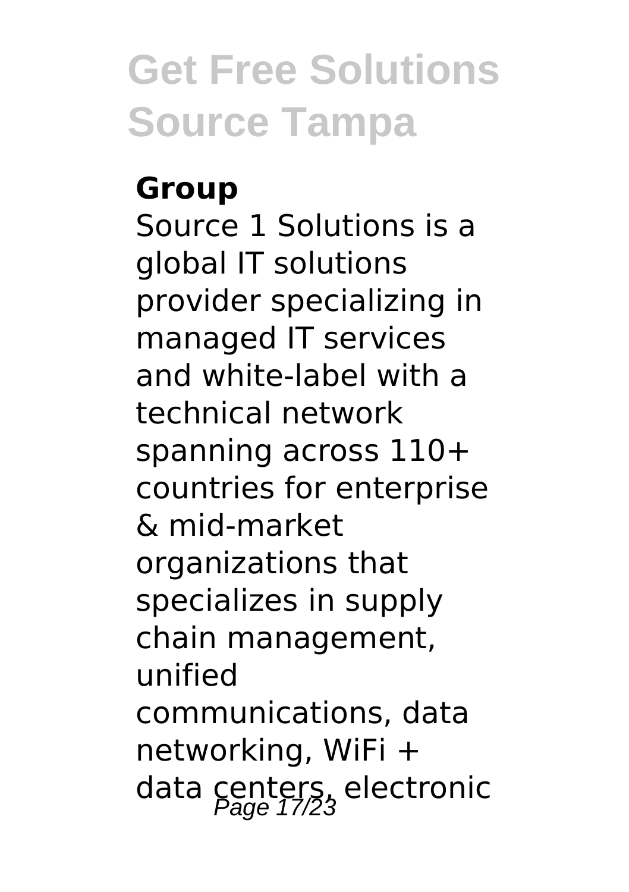**Group**

Source 1 Solutions is a global IT solutions provider specializing in managed IT services and white-label with a technical network spanning across 110+ countries for enterprise & mid-market organizations that specializes in supply chain management, unified communications, data networking, WiFi + data centers, electronic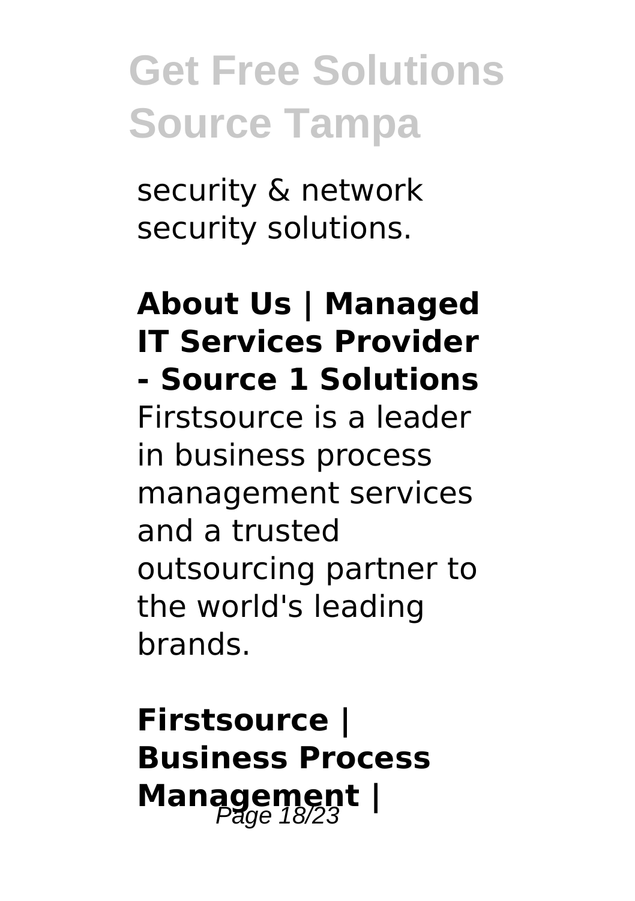security & network security solutions.

**About Us | Managed IT Services Provider - Source 1 Solutions**

Firstsource is a leader in business process management services and a trusted outsourcing partner to the world's leading brands.

**Firstsource | Business Process Management |**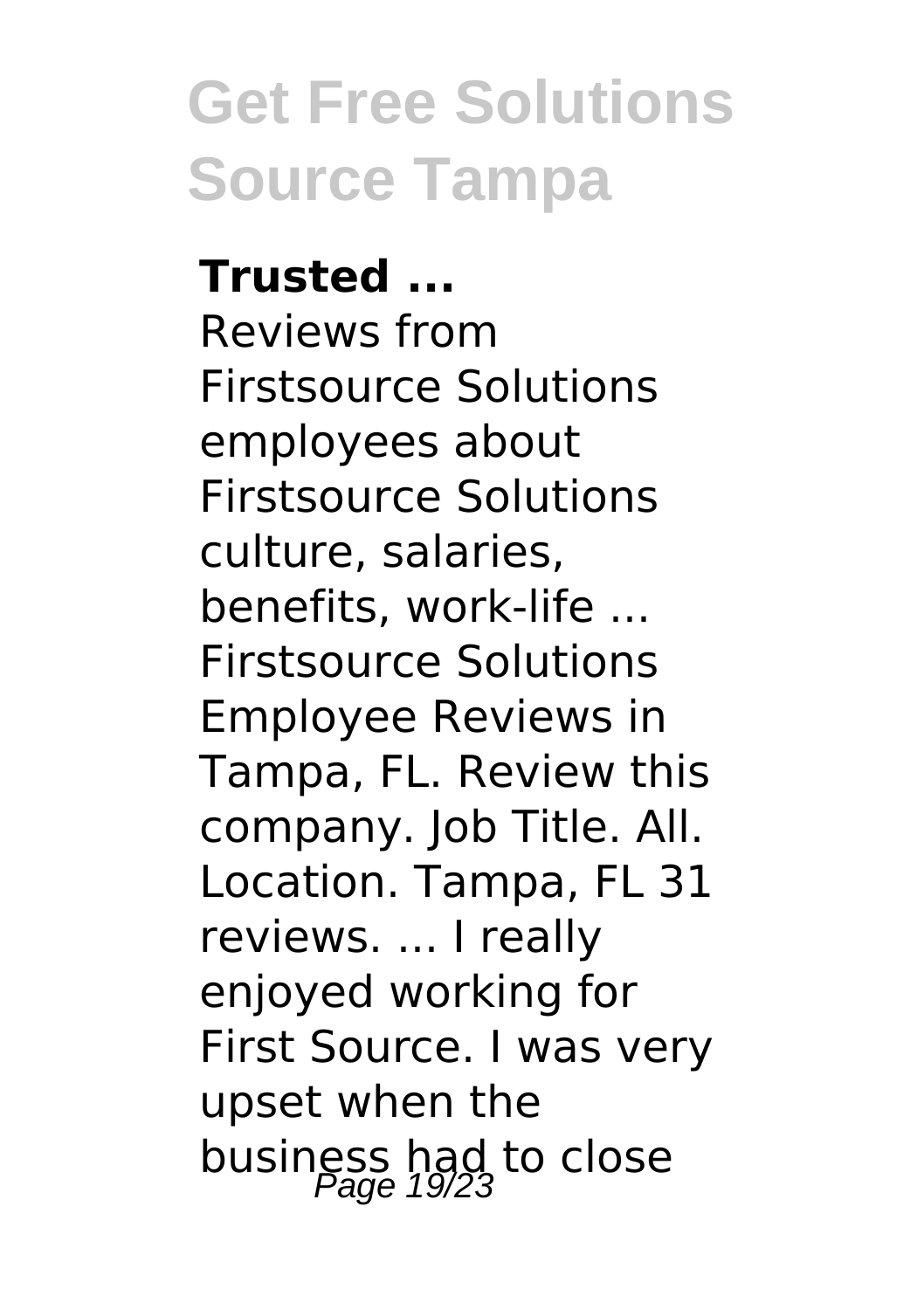**Trusted ...**

Reviews from Firstsource Solutions employees about Firstsource Solutions culture, salaries, benefits, work-life ... Firstsource Solutions Employee Reviews in Tampa, FL. Review this company. Job Title. All. Location. Tampa, FL 31 reviews. ... I really enjoyed working for First Source. I was very upset when the business had to close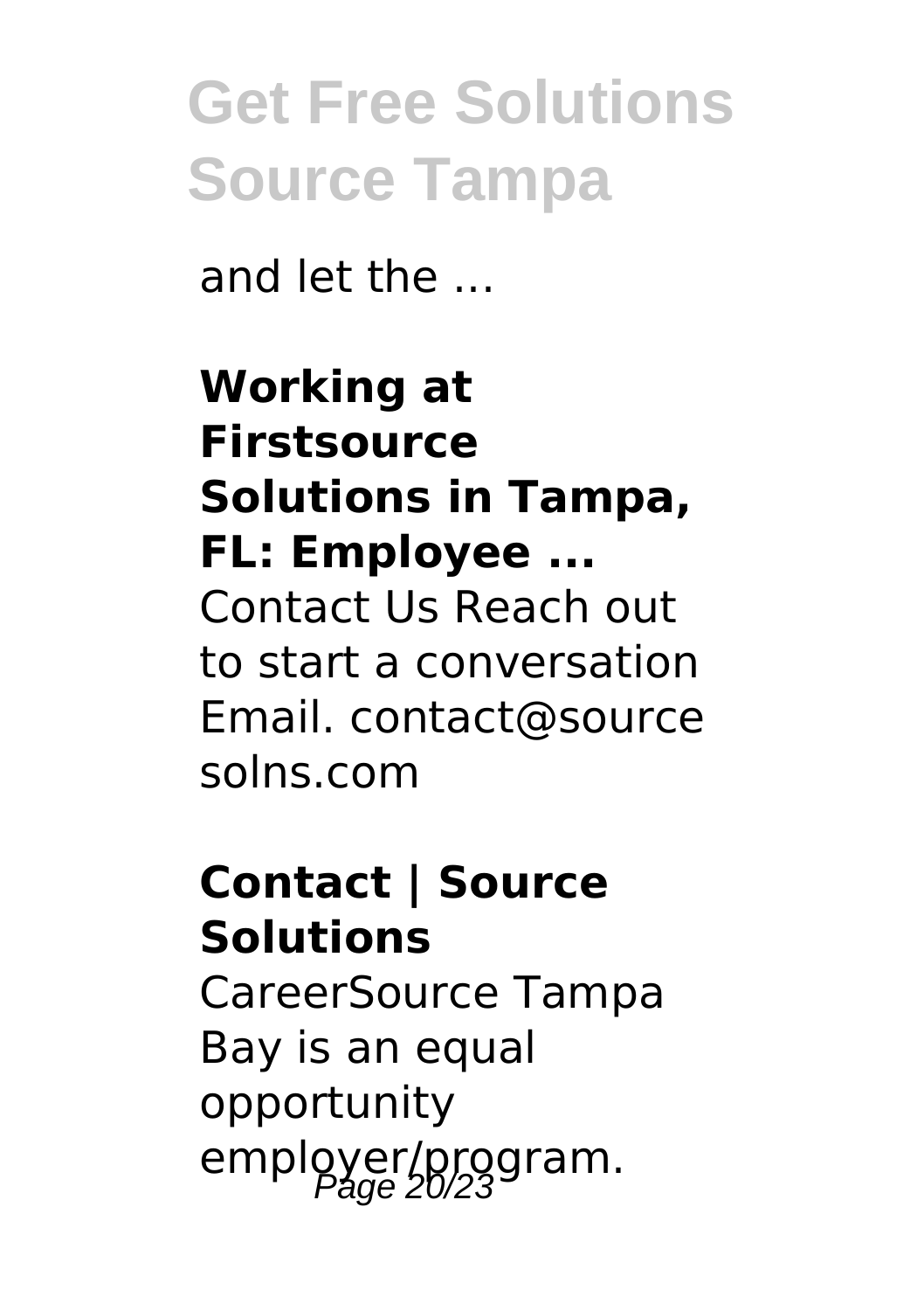and let the ...

**Working at Firstsource Solutions in Tampa, FL: Employee ...**

Contact Us Reach out to start a conversation Email. contact@sourcesolns.com

**Contact | Source Solutions**

CareerSource Tampa Bay is an equal opportunity employer/program.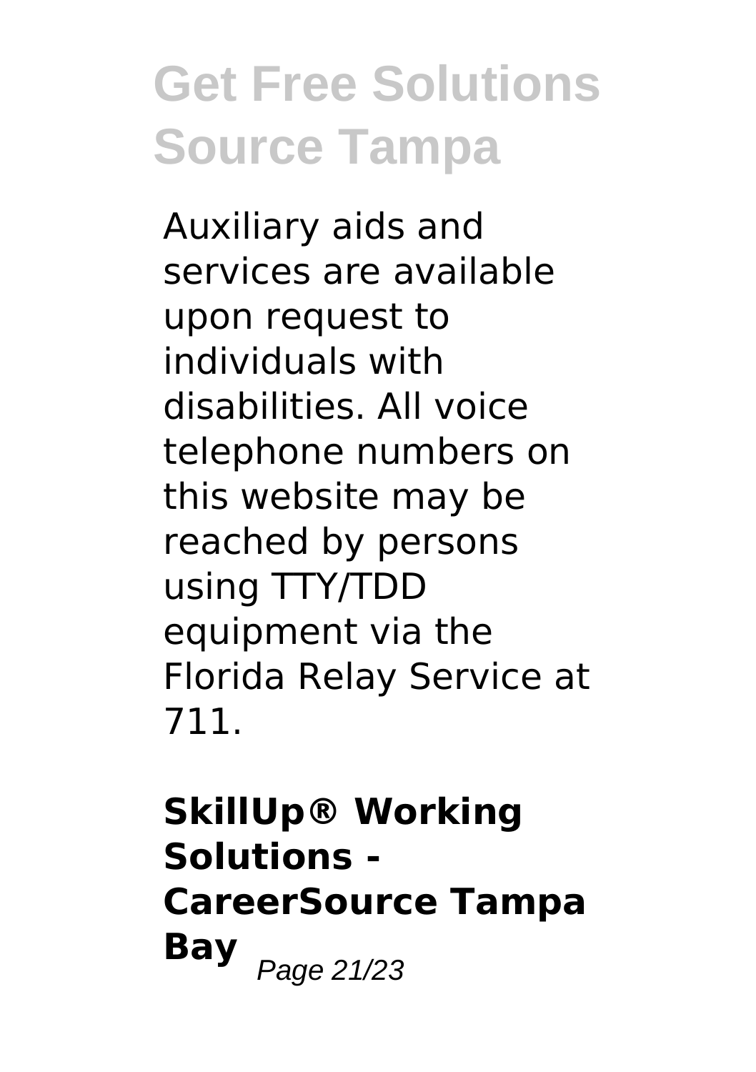Auxiliary aids and services are available upon request to individuals with disabilities. All voice telephone numbers on this website may be reached by persons using TTY/TDD equipment via the Florida Relay Service at 711.

## SkillUp® Working Solutions - CareerSource Tampa Bay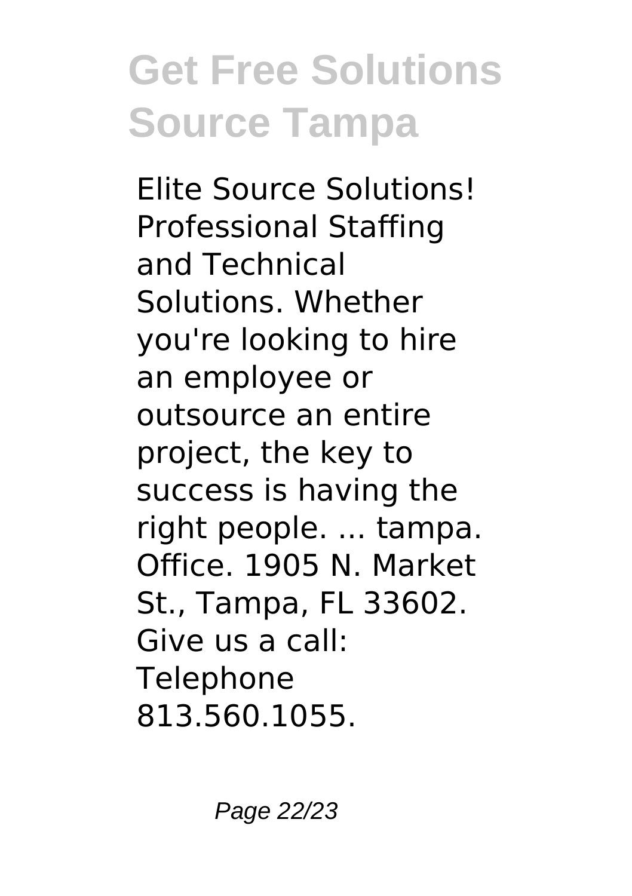Elite Source Solutions! Professional Staffing and Technical Solutions. Whether you're looking to hire an employee or outsource an entire project, the key to success is having the right people. ... tampa. Office. 1905 N. Market St., Tampa, FL 33602. Give us a call: Telephone 813.560.1055.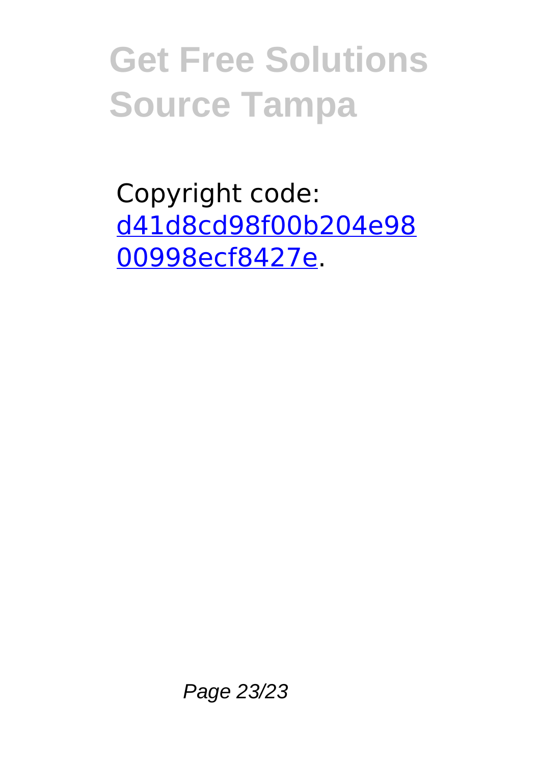Copyright code: d41d8cd98f00b204e9800998ecf8427e.